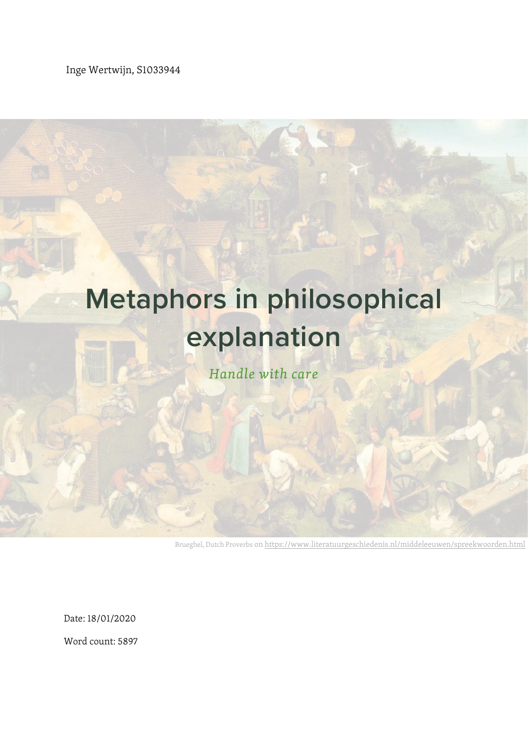Inge Wertwijn, S1033944

# Metaphors in philosophical explanation

*Handle with care*

Brueghel, Dutch Proverbs on https://www.literatuurgeschiedenis.nl/middeleeuwen/spreekwoorden.html

Date: 18/01/2020

Word count: 5897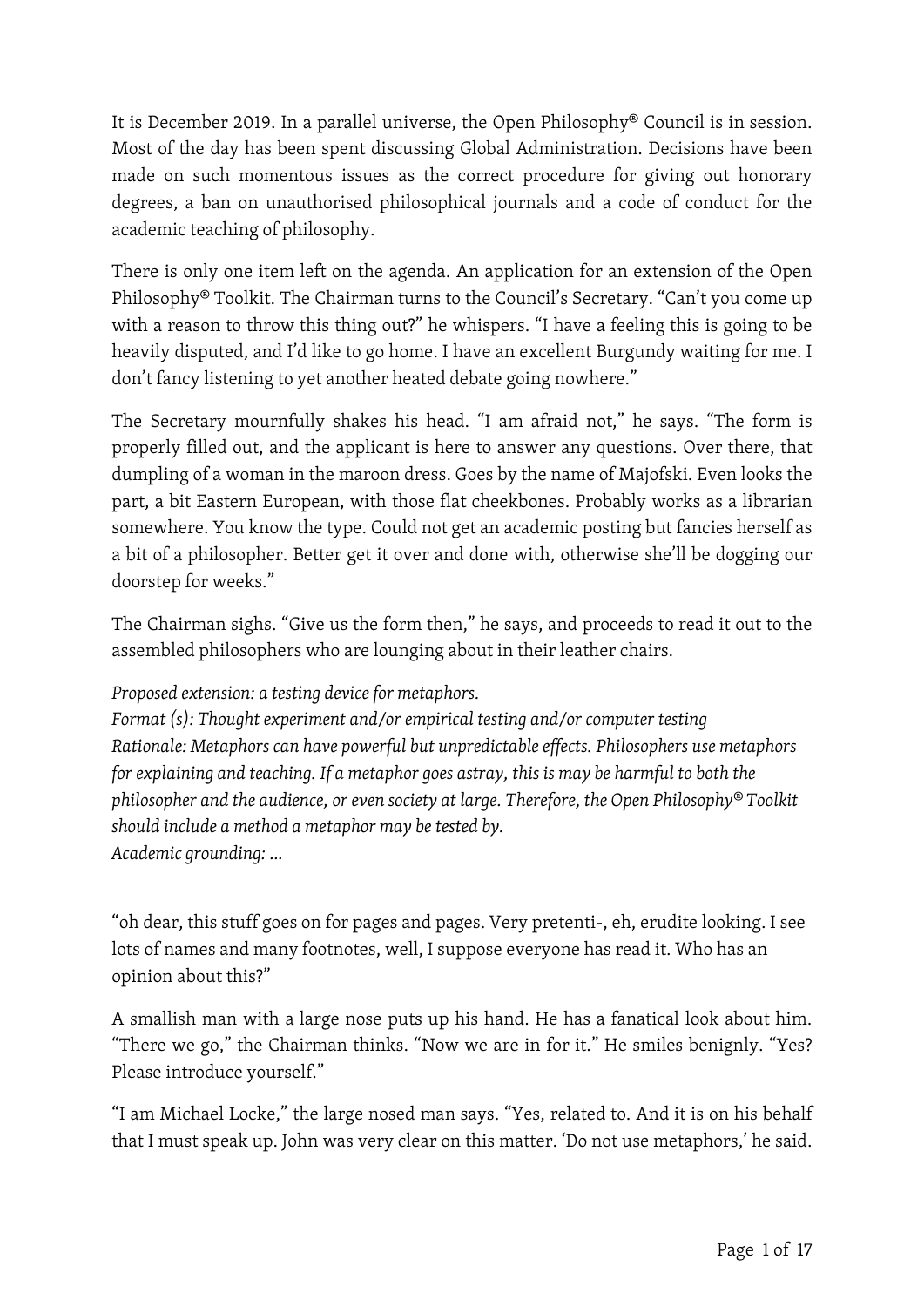It is December 2019. In a parallel universe, the Open Philosophy® Council is in session. Most of the day has been spent discussing Global Administration. Decisions have been made on such momentous issues as the correct procedure for giving out honorary degrees, a ban on unauthorised philosophical journals and a code of conduct for the academic teaching of philosophy.

There is only one item left on the agenda. An application for an extension of the Open Philosophy® Toolkit. The Chairman turns to the Council's Secretary. "Can't you come up with a reason to throw this thing out?" he whispers. "I have a feeling this is going to be heavily disputed, and I'd like to go home. I have an excellent Burgundy waiting for me. I don't fancy listening to yet another heated debate going nowhere."

The Secretary mournfully shakes his head. "I am afraid not," he says. "The form is properly filled out, and the applicant is here to answer any questions. Over there, that dumpling of a woman in the maroon dress. Goes by the name of Majofski. Even looks the part, a bit Eastern European, with those flat cheekbones. Probably works as a librarian somewhere. You know the type. Could not get an academic posting but fancies herself as a bit of a philosopher. Better get it over and done with, otherwise she'll be dogging our doorstep for weeks."

The Chairman sighs. "Give us the form then," he says, and proceeds to read it out to the assembled philosophers who are lounging about in their leather chairs.

*Proposed extension: a testing device for metaphors.*
*Format (s): Thought experiment and/or empirical testing and/or computer testing*
*Rationale: Metaphors can have powerful but unpredictable effects. Philosophers use metaphors for explaining and teaching. If a metaphor goes astray, this is may be harmful to both the philosopher and the audience, or even society at large. Therefore, the Open Philosophy® Toolkit should include a method a metaphor may be tested by.*
*Academic grounding: ...*

"oh dear, this stuff goes on for pages and pages. Very pretenti-, eh, erudite looking. I see lots of names and many footnotes, well, I suppose everyone has read it. Who has an opinion about this?"

A smallish man with a large nose puts up his hand. He has a fanatical look about him. "There we go," the Chairman thinks. "Now we are in for it." He smiles benignly. "Yes? Please introduce yourself."

"I am Michael Locke," the large nosed man says. "Yes, related to. And it is on his behalf that I must speak up. John was very clear on this matter. 'Do not use metaphors,' he said.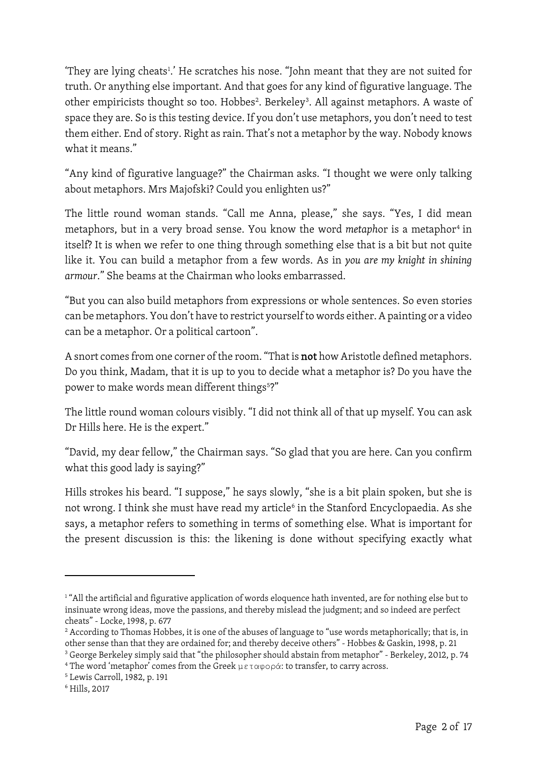'They are lying cheats[1].' He scratches his nose. "John meant that they are not suited for truth. Or anything else important. And that goes for any kind of figurative language. The other empiricists thought so too. Hobbes[2]. Berkeley[3]. All against metaphors. A waste of space they are. So is this testing device. If you don't use metaphors, you don't need to test them either. End of story. Right as rain. That's not a metaphor by the way. Nobody knows what it means."

"Any kind of figurative language?" the Chairman asks. "I thought we were only talking about metaphors. Mrs Majofski? Could you enlighten us?"

The little round woman stands. "Call me Anna, please," she says. "Yes, I did mean metaphors, but in a very broad sense. You know the word *metaphor* is a metaphor[4] in itself? It is when we refer to one thing through something else that is a bit but not quite like it. You can build a metaphor from a few words. As in *you are my knight in shining armour*." She beams at the Chairman who looks embarrassed.

"But you can also build metaphors from expressions or whole sentences. So even stories can be metaphors. You don't have to restrict yourself to words either. A painting or a video can be a metaphor. Or a political cartoon".

A snort comes from one corner of the room. "That is **not** how Aristotle defined metaphors. Do you think, Madam, that it is up to you to decide what a metaphor is? Do you have the power to make words mean different things[5]?"

The little round woman colours visibly. "I did not think all of that up myself. You can ask Dr Hills here. He is the expert."

"David, my dear fellow," the Chairman says. "So glad that you are here. Can you confirm what this good lady is saying?"

Hills strokes his beard. "I suppose," he says slowly, "she is a bit plain spoken, but she is not wrong. I think she must have read my article[6] in the Stanford Encyclopaedia. As she says, a metaphor refers to something in terms of something else. What is important for the present discussion is this: the likening is done without specifying exactly what

---

[1] "All the artificial and figurative application of words eloquence hath invented, are for nothing else but to insinuate wrong ideas, move the passions, and thereby mislead the judgment; and so indeed are perfect cheats" - Locke, 1998, p. 677

[2] According to Thomas Hobbes, it is one of the abuses of language to "use words metaphorically; that is, in other sense than that they are ordained for; and thereby deceive others" - Hobbes & Gaskin, 1998, p. 21

[3] George Berkeley simply said that "the philosopher should abstain from metaphor" - Berkeley, 2012, p. 74

[4] The word 'metaphor' comes from the Greek μεταφορά: to transfer, to carry across.

[5] Lewis Carroll, 1982, p. 191

[6] Hills, 2017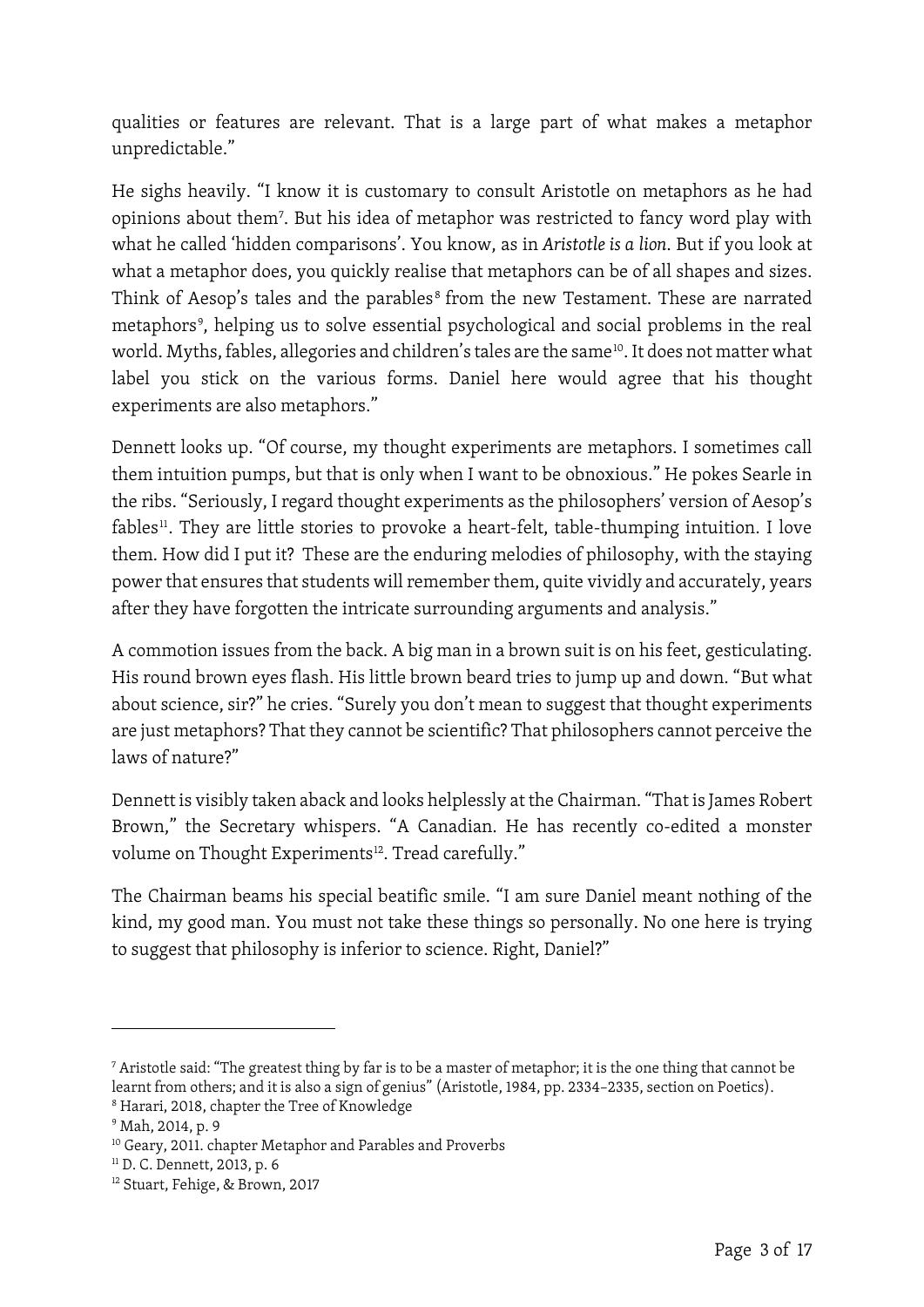qualities or features are relevant. That is a large part of what makes a metaphor unpredictable."

He sighs heavily. "I know it is customary to consult Aristotle on metaphors as he had opinions about them[7]. But his idea of metaphor was restricted to fancy word play with what he called 'hidden comparisons'. You know, as in *Aristotle is a lion*. But if you look at what a metaphor does, you quickly realise that metaphors can be of all shapes and sizes. Think of Aesop's tales and the parables[8] from the new Testament. These are narrated metaphors[9], helping us to solve essential psychological and social problems in the real world. Myths, fables, allegories and children's tales are the same[10]. It does not matter what label you stick on the various forms. Daniel here would agree that his thought experiments are also metaphors."

Dennett looks up. "Of course, my thought experiments are metaphors. I sometimes call them intuition pumps, but that is only when I want to be obnoxious." He pokes Searle in the ribs. "Seriously, I regard thought experiments as the philosophers' version of Aesop's fables[11]. They are little stories to provoke a heart-felt, table-thumping intuition. I love them. How did I put it? These are the enduring melodies of philosophy, with the staying power that ensures that students will remember them, quite vividly and accurately, years after they have forgotten the intricate surrounding arguments and analysis."

A commotion issues from the back. A big man in a brown suit is on his feet, gesticulating. His round brown eyes flash. His little brown beard tries to jump up and down. "But what about science, sir?" he cries. "Surely you don't mean to suggest that thought experiments are just metaphors? That they cannot be scientific? That philosophers cannot perceive the laws of nature?"

Dennett is visibly taken aback and looks helplessly at the Chairman. "That is James Robert Brown," the Secretary whispers. "A Canadian. He has recently co-edited a monster volume on Thought Experiments[12]. Tread carefully."

The Chairman beams his special beatific smile. "I am sure Daniel meant nothing of the kind, my good man. You must not take these things so personally. No one here is trying to suggest that philosophy is inferior to science. Right, Daniel?"

---

[7] Aristotle said: "The greatest thing by far is to be a master of metaphor; it is the one thing that cannot be learnt from others; and it is also a sign of genius" (Aristotle, 1984, pp. 2334–2335, section on Poetics).

[8] Harari, 2018, chapter the Tree of Knowledge

[9] Mah, 2014, p. 9

[10] Geary, 2011. chapter Metaphor and Parables and Proverbs

[11] D. C. Dennett, 2013, p. 6

[12] Stuart, Fehige, & Brown, 2017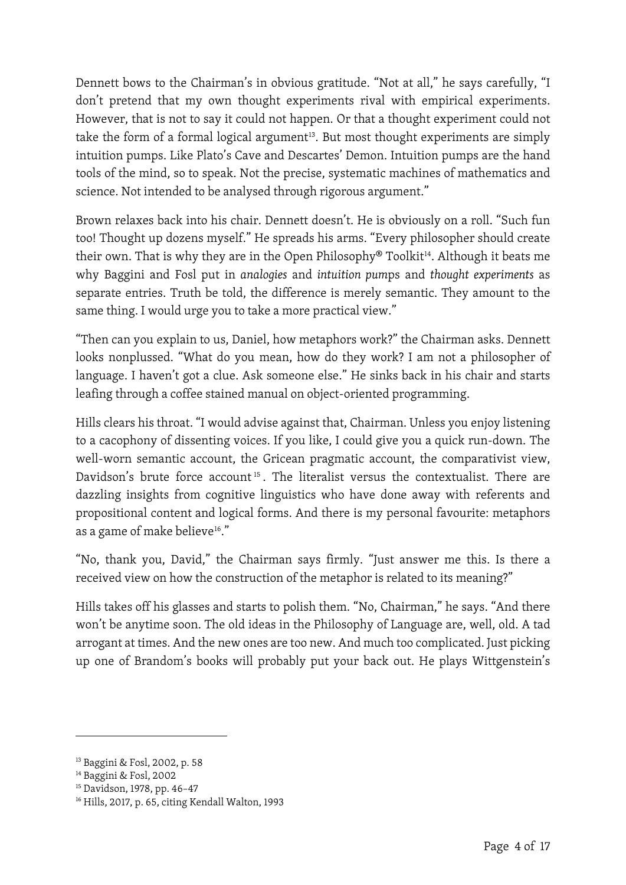Dennett bows to the Chairman's in obvious gratitude. "Not at all," he says carefully, "I don't pretend that my own thought experiments rival with empirical experiments. However, that is not to say it could not happen. Or that a thought experiment could not take the form of a formal logical argument[13]. But most thought experiments are simply intuition pumps. Like Plato's Cave and Descartes' Demon. Intuition pumps are the hand tools of the mind, so to speak. Not the precise, systematic machines of mathematics and science. Not intended to be analysed through rigorous argument."

Brown relaxes back into his chair. Dennett doesn't. He is obviously on a roll. "Such fun too! Thought up dozens myself." He spreads his arms. "Every philosopher should create their own. That is why they are in the Open Philosophy® Toolkit[14]. Although it beats me why Baggini and Fosl put in *analogies* and *intuition pum*ps and *thought experiments* as separate entries. Truth be told, the difference is merely semantic. They amount to the same thing. I would urge you to take a more practical view."

"Then can you explain to us, Daniel, how metaphors work?" the Chairman asks. Dennett looks nonplussed. "What do you mean, how do they work? I am not a philosopher of language. I haven't got a clue. Ask someone else." He sinks back in his chair and starts leafing through a coffee stained manual on object-oriented programming.

Hills clears his throat. "I would advise against that, Chairman. Unless you enjoy listening to a cacophony of dissenting voices. If you like, I could give you a quick run-down. The well-worn semantic account, the Gricean pragmatic account, the comparativist view, Davidson's brute force account[15]. The literalist versus the contextualist. There are dazzling insights from cognitive linguistics who have done away with referents and propositional content and logical forms. And there is my personal favourite: metaphors as a game of make believe[16]."

"No, thank you, David," the Chairman says firmly. "Just answer me this. Is there a received view on how the construction of the metaphor is related to its meaning?"

Hills takes off his glasses and starts to polish them. "No, Chairman," he says. "And there won't be anytime soon. The old ideas in the Philosophy of Language are, well, old. A tad arrogant at times. And the new ones are too new. And much too complicated. Just picking up one of Brandom's books will probably put your back out. He plays Wittgenstein's

---

[13] Baggini & Fosl, 2002, p. 58

[14] Baggini & Fosl, 2002

[15] Davidson, 1978, pp. 46–47

[16] Hills, 2017, p. 65, citing Kendall Walton, 1993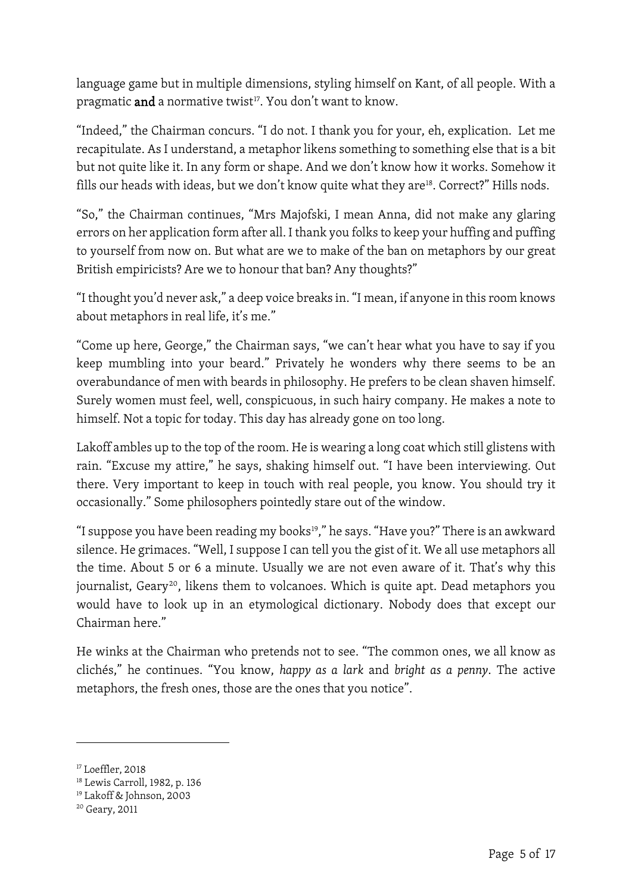language game but in multiple dimensions, styling himself on Kant, of all people. With a pragmatic **and** a normative twist[17]. You don't want to know.

"Indeed," the Chairman concurs. "I do not. I thank you for your, eh, explication. Let me recapitulate. As I understand, a metaphor likens something to something else that is a bit but not quite like it. In any form or shape. And we don't know how it works. Somehow it fills our heads with ideas, but we don't know quite what they are[18]. Correct?" Hills nods.

"So," the Chairman continues, "Mrs Majofski, I mean Anna, did not make any glaring errors on her application form after all. I thank you folks to keep your huffing and puffing to yourself from now on. But what are we to make of the ban on metaphors by our great British empiricists? Are we to honour that ban? Any thoughts?"

"I thought you'd never ask," a deep voice breaks in. "I mean, if anyone in this room knows about metaphors in real life, it's me."

"Come up here, George," the Chairman says, "we can't hear what you have to say if you keep mumbling into your beard." Privately he wonders why there seems to be an overabundance of men with beards in philosophy. He prefers to be clean shaven himself. Surely women must feel, well, conspicuous, in such hairy company. He makes a note to himself. Not a topic for today. This day has already gone on too long.

Lakoff ambles up to the top of the room. He is wearing a long coat which still glistens with rain. "Excuse my attire," he says, shaking himself out. "I have been interviewing. Out there. Very important to keep in touch with real people, you know. You should try it occasionally." Some philosophers pointedly stare out of the window.

"I suppose you have been reading my books[19]," he says. "Have you?" There is an awkward silence. He grimaces. "Well, I suppose I can tell you the gist of it. We all use metaphors all the time. About 5 or 6 a minute. Usually we are not even aware of it. That's why this journalist, Geary[20], likens them to volcanoes. Which is quite apt. Dead metaphors you would have to look up in an etymological dictionary. Nobody does that except our Chairman here."

He winks at the Chairman who pretends not to see. "The common ones, we all know as clichés," he continues. "You know, *happy as a lark* and *bright as a penny*. The active metaphors, the fresh ones, those are the ones that you notice".

---

[17] Loeffler, 2018

[18] Lewis Carroll, 1982, p. 136

[19] Lakoff & Johnson, 2003

[20] Geary, 2011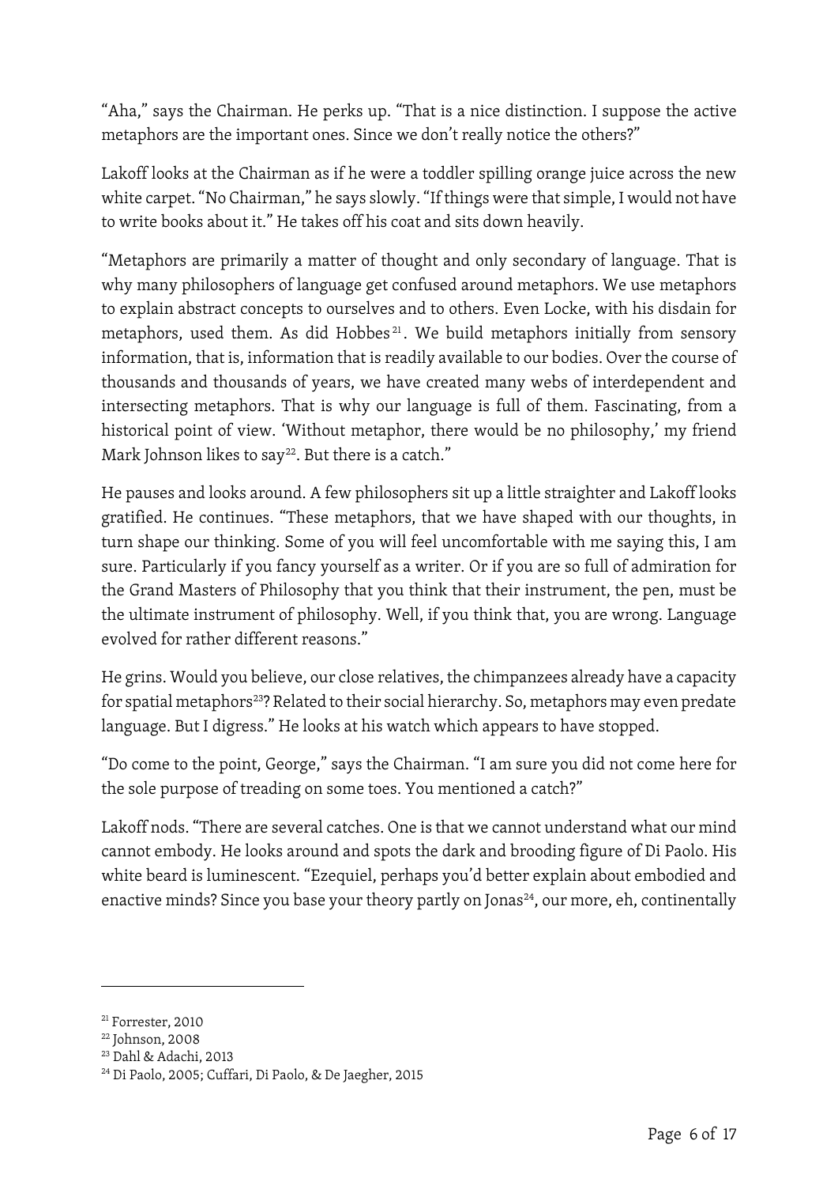"Aha," says the Chairman. He perks up. "That is a nice distinction. I suppose the active metaphors are the important ones. Since we don't really notice the others?"

Lakoff looks at the Chairman as if he were a toddler spilling orange juice across the new white carpet. "No Chairman," he says slowly. "If things were that simple, I would not have to write books about it." He takes off his coat and sits down heavily.

"Metaphors are primarily a matter of thought and only secondary of language. That is why many philosophers of language get confused around metaphors. We use metaphors to explain abstract concepts to ourselves and to others. Even Locke, with his disdain for metaphors, used them. As did Hobbes[21]. We build metaphors initially from sensory information, that is, information that is readily available to our bodies. Over the course of thousands and thousands of years, we have created many webs of interdependent and intersecting metaphors. That is why our language is full of them. Fascinating, from a historical point of view. 'Without metaphor, there would be no philosophy,' my friend Mark Johnson likes to say[22]. But there is a catch."

He pauses and looks around. A few philosophers sit up a little straighter and Lakoff looks gratified. He continues. "These metaphors, that we have shaped with our thoughts, in turn shape our thinking. Some of you will feel uncomfortable with me saying this, I am sure. Particularly if you fancy yourself as a writer. Or if you are so full of admiration for the Grand Masters of Philosophy that you think that their instrument, the pen, must be the ultimate instrument of philosophy. Well, if you think that, you are wrong. Language evolved for rather different reasons."

He grins. Would you believe, our close relatives, the chimpanzees already have a capacity for spatial metaphors[23]? Related to their social hierarchy. So, metaphors may even predate language. But I digress." He looks at his watch which appears to have stopped.

"Do come to the point, George," says the Chairman. "I am sure you did not come here for the sole purpose of treading on some toes. You mentioned a catch?"

Lakoff nods. "There are several catches. One is that we cannot understand what our mind cannot embody. He looks around and spots the dark and brooding figure of Di Paolo. His white beard is luminescent. "Ezequiel, perhaps you'd better explain about embodied and enactive minds? Since you base your theory partly on Jonas[24], our more, eh, continentally

---

[21] Forrester, 2010

[22] Johnson, 2008

[23] Dahl & Adachi, 2013

[24] Di Paolo, 2005; Cuffari, Di Paolo, & De Jaegher, 2015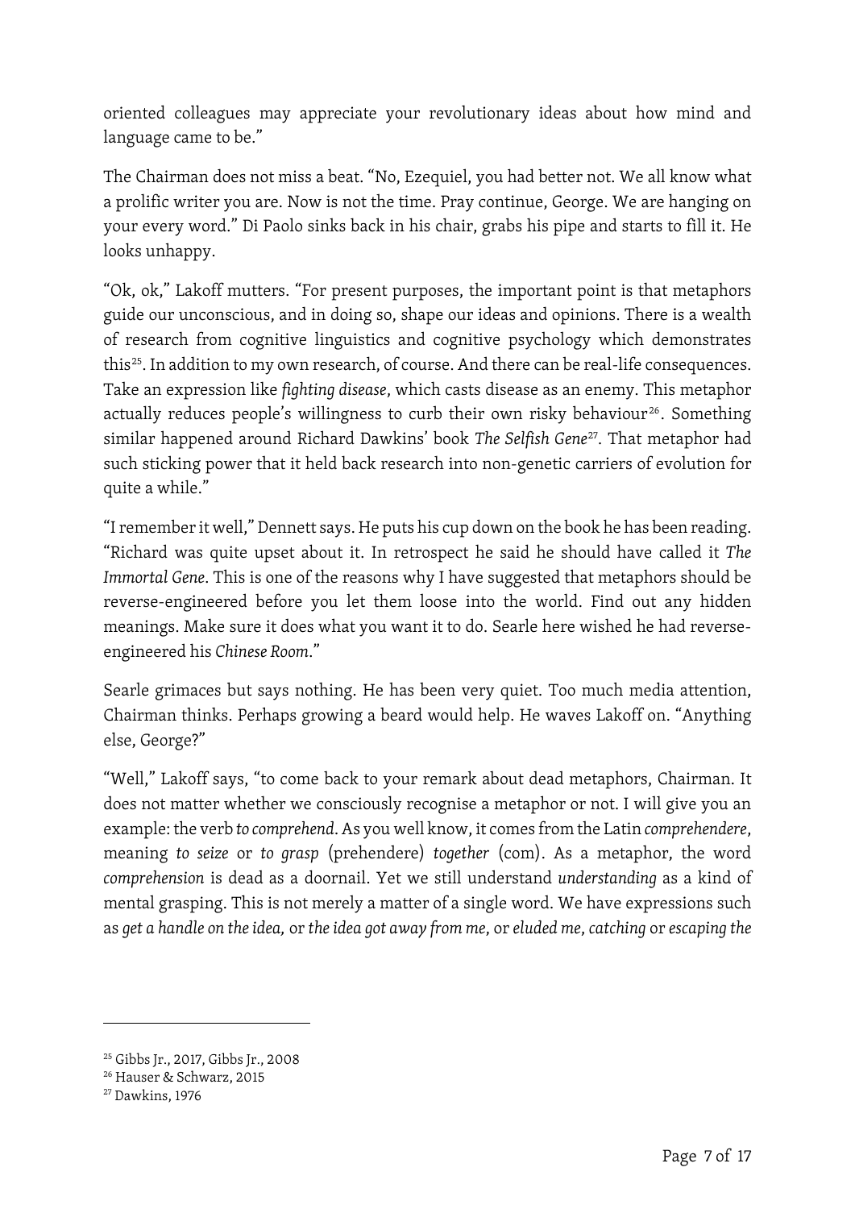oriented colleagues may appreciate your revolutionary ideas about how mind and language came to be."

The Chairman does not miss a beat. "No, Ezequiel, you had better not. We all know what a prolific writer you are. Now is not the time. Pray continue, George. We are hanging on your every word." Di Paolo sinks back in his chair, grabs his pipe and starts to fill it. He looks unhappy.

"Ok, ok," Lakoff mutters. "For present purposes, the important point is that metaphors guide our unconscious, and in doing so, shape our ideas and opinions. There is a wealth of research from cognitive linguistics and cognitive psychology which demonstrates this[25]. In addition to my own research, of course. And there can be real-life consequences. Take an expression like *fighting disease*, which casts disease as an enemy. This metaphor actually reduces people's willingness to curb their own risky behaviour[26]. Something similar happened around Richard Dawkins' book *The Selfish Gene*[27]. That metaphor had such sticking power that it held back research into non-genetic carriers of evolution for quite a while."

"I remember it well," Dennett says. He puts his cup down on the book he has been reading. "Richard was quite upset about it. In retrospect he said he should have called it *The Immortal Gene*. This is one of the reasons why I have suggested that metaphors should be reverse-engineered before you let them loose into the world. Find out any hidden meanings. Make sure it does what you want it to do. Searle here wished he had reverse-engineered his *Chinese Room*."

Searle grimaces but says nothing. He has been very quiet. Too much media attention, Chairman thinks. Perhaps growing a beard would help. He waves Lakoff on. "Anything else, George?"

"Well," Lakoff says, "to come back to your remark about dead metaphors, Chairman. It does not matter whether we consciously recognise a metaphor or not. I will give you an example: the verb *to comprehend*. As you well know, it comes from the Latin *comprehendere*, meaning *to seize* or *to grasp* (prehendere) *together* (com). As a metaphor, the word *comprehension* is dead as a doornail. Yet we still understand *understanding* as a kind of mental grasping. This is not merely a matter of a single word. We have expressions such as *get a handle on the idea,* or *the idea got away from me*, or *eluded me*, *catching* or *escaping the*

---

[25] Gibbs Jr., 2017, Gibbs Jr., 2008

[26] Hauser & Schwarz, 2015

[27] Dawkins, 1976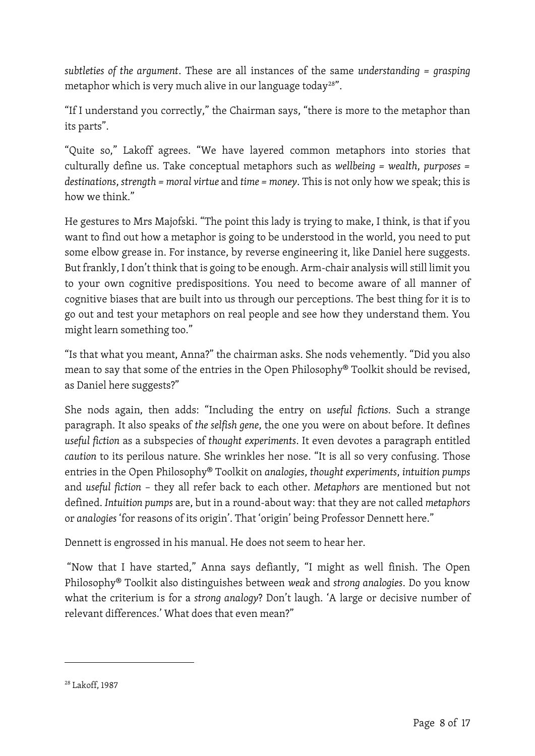*subtleties of the argument*. These are all instances of the same *understanding = grasping* metaphor which is very much alive in our language today[28]".

"If I understand you correctly," the Chairman says, "there is more to the metaphor than its parts".

"Quite so," Lakoff agrees. "We have layered common metaphors into stories that culturally define us. Take conceptual metaphors such as *wellbeing = wealth*, *purposes = destinations*, *strength = moral virtue* and *time = money*. This is not only how we speak; this is how we think."

He gestures to Mrs Majofski. "The point this lady is trying to make, I think, is that if you want to find out how a metaphor is going to be understood in the world, you need to put some elbow grease in. For instance, by reverse engineering it, like Daniel here suggests. But frankly, I don't think that is going to be enough. Arm-chair analysis will still limit you to your own cognitive predispositions. You need to become aware of all manner of cognitive biases that are built into us through our perceptions. The best thing for it is to go out and test your metaphors on real people and see how they understand them. You might learn something too."

"Is that what you meant, Anna?" the chairman asks. She nods vehemently. "Did you also mean to say that some of the entries in the Open Philosophy® Toolkit should be revised, as Daniel here suggests?"

She nods again, then adds: "Including the entry on *useful fictions*. Such a strange paragraph. It also speaks of *the selfish gene*, the one you were on about before. It defines *useful fiction* as a subspecies of *thought experiments*. It even devotes a paragraph entitled *caution* to its perilous nature. She wrinkles her nose. "It is all so very confusing. Those entries in the Open Philosophy® Toolkit on *analogies*, *thought experiments*, *intuition pumps* and *useful fiction* – they all refer back to each other. *Metaphors* are mentioned but not defined. *Intuition pumps* are, but in a round-about way: that they are not called *metaphors* or *analogies* 'for reasons of its origin'. That 'origin' being Professor Dennett here."

Dennett is engrossed in his manual. He does not seem to hear her.

"Now that I have started," Anna says defiantly, "I might as well finish. The Open Philosophy® Toolkit also distinguishes between *weak* and *strong analogies*. Do you know what the criterium is for a *strong analogy*? Don't laugh. 'A large or decisive number of relevant differences.' What does that even mean?"

---

[28] Lakoff, 1987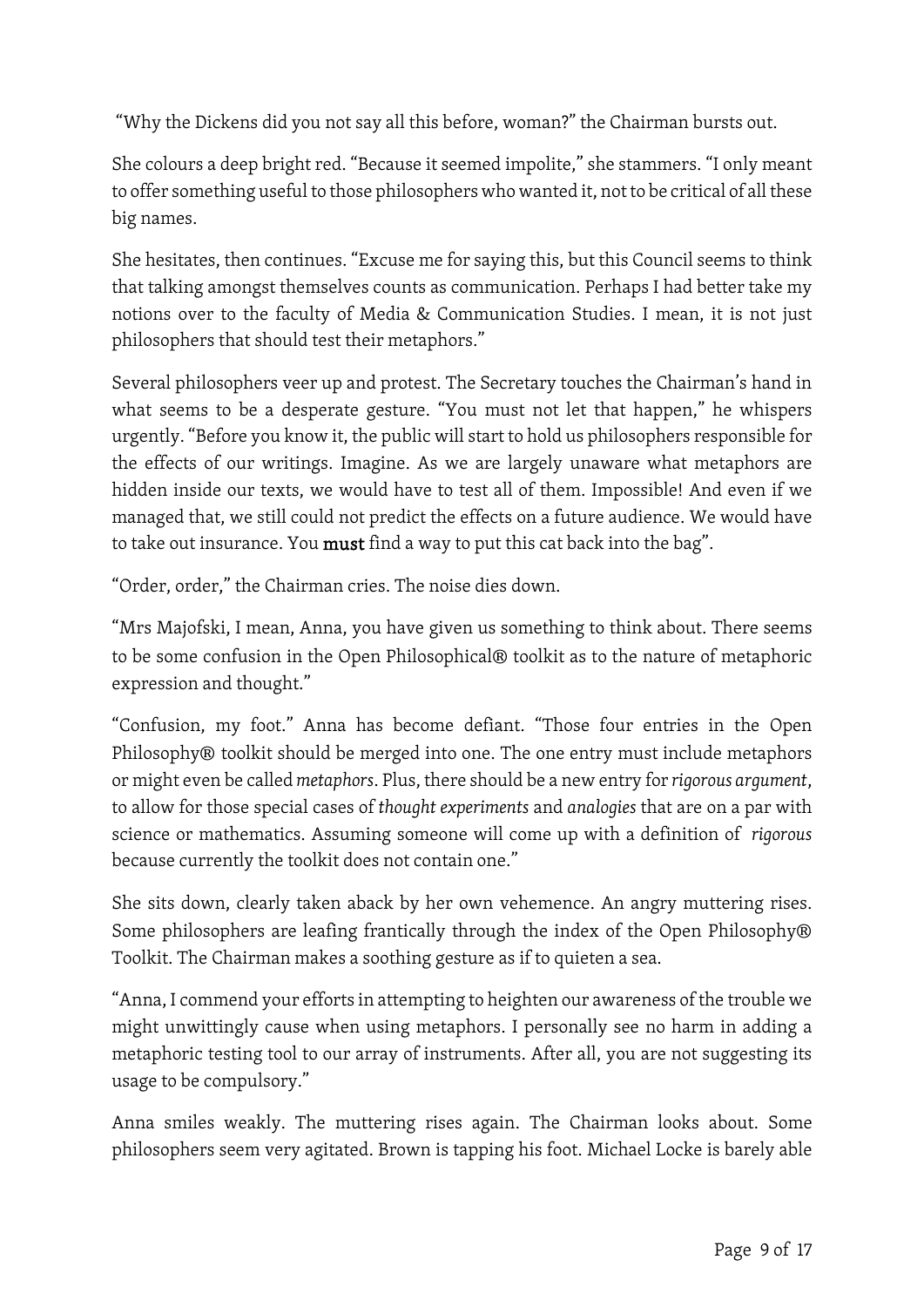"Why the Dickens did you not say all this before, woman?" the Chairman bursts out.

She colours a deep bright red. "Because it seemed impolite," she stammers. "I only meant to offer something useful to those philosophers who wanted it, not to be critical of all these big names.

She hesitates, then continues. "Excuse me for saying this, but this Council seems to think that talking amongst themselves counts as communication. Perhaps I had better take my notions over to the faculty of Media & Communication Studies. I mean, it is not just philosophers that should test their metaphors."

Several philosophers veer up and protest. The Secretary touches the Chairman's hand in what seems to be a desperate gesture. "You must not let that happen," he whispers urgently. "Before you know it, the public will start to hold us philosophers responsible for the effects of our writings. Imagine. As we are largely unaware what metaphors are hidden inside our texts, we would have to test all of them. Impossible! And even if we managed that, we still could not predict the effects on a future audience. We would have to take out insurance. You **must** find a way to put this cat back into the bag".

"Order, order," the Chairman cries. The noise dies down.

"Mrs Majofski, I mean, Anna, you have given us something to think about. There seems to be some confusion in the Open Philosophical® toolkit as to the nature of metaphoric expression and thought."

"Confusion, my foot." Anna has become defiant. "Those four entries in the Open Philosophy® toolkit should be merged into one. The one entry must include metaphors or might even be called *metaphors*. Plus, there should be a new entry for *rigorous argument*, to allow for those special cases of *thought experiments* and *analogies* that are on a par with science or mathematics. Assuming someone will come up with a definition of *rigorous* because currently the toolkit does not contain one."

She sits down, clearly taken aback by her own vehemence. An angry muttering rises. Some philosophers are leafing frantically through the index of the Open Philosophy® Toolkit. The Chairman makes a soothing gesture as if to quieten a sea.

"Anna, I commend your efforts in attempting to heighten our awareness of the trouble we might unwittingly cause when using metaphors. I personally see no harm in adding a metaphoric testing tool to our array of instruments. After all, you are not suggesting its usage to be compulsory."

Anna smiles weakly. The muttering rises again. The Chairman looks about. Some philosophers seem very agitated. Brown is tapping his foot. Michael Locke is barely able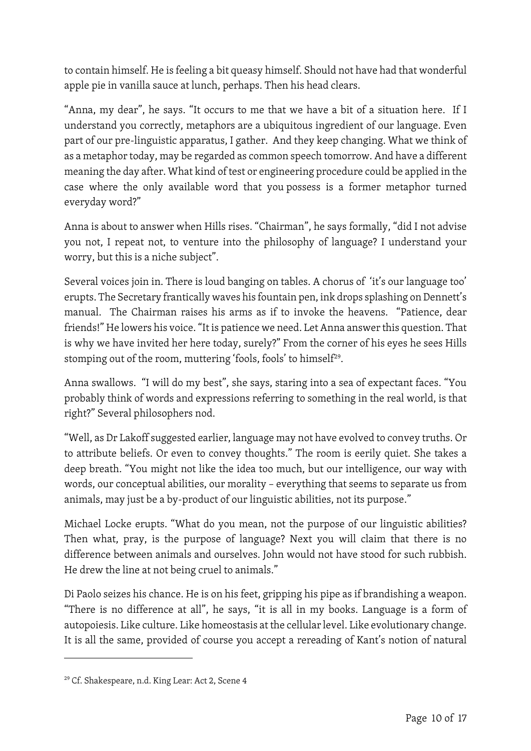to contain himself. He is feeling a bit queasy himself. Should not have had that wonderful apple pie in vanilla sauce at lunch, perhaps. Then his head clears.

"Anna, my dear", he says. "It occurs to me that we have a bit of a situation here. If I understand you correctly, metaphors are a ubiquitous ingredient of our language. Even part of our pre-linguistic apparatus, I gather. And they keep changing. What we think of as a metaphor today, may be regarded as common speech tomorrow. And have a different meaning the day after. What kind of test or engineering procedure could be applied in the case where the only available word that you possess is a former metaphor turned everyday word?"

Anna is about to answer when Hills rises. "Chairman", he says formally, "did I not advise you not, I repeat not, to venture into the philosophy of language? I understand your worry, but this is a niche subject".

Several voices join in. There is loud banging on tables. A chorus of 'it's our language too' erupts. The Secretary frantically waves his fountain pen, ink drops splashing on Dennett's manual. The Chairman raises his arms as if to invoke the heavens. "Patience, dear friends!" He lowers his voice. "It is patience we need. Let Anna answer this question. That is why we have invited her here today, surely?" From the corner of his eyes he sees Hills stomping out of the room, muttering 'fools, fools' to himself[29].

Anna swallows. "I will do my best", she says, staring into a sea of expectant faces. "You probably think of words and expressions referring to something in the real world, is that right?" Several philosophers nod.

"Well, as Dr Lakoff suggested earlier, language may not have evolved to convey truths. Or to attribute beliefs. Or even to convey thoughts." The room is eerily quiet. She takes a deep breath. "You might not like the idea too much, but our intelligence, our way with words, our conceptual abilities, our morality – everything that seems to separate us from animals, may just be a by-product of our linguistic abilities, not its purpose."

Michael Locke erupts. "What do you mean, not the purpose of our linguistic abilities? Then what, pray, is the purpose of language? Next you will claim that there is no difference between animals and ourselves. John would not have stood for such rubbish. He drew the line at not being cruel to animals."

Di Paolo seizes his chance. He is on his feet, gripping his pipe as if brandishing a weapon. "There is no difference at all", he says, "it is all in my books. Language is a form of autopoiesis. Like culture. Like homeostasis at the cellular level. Like evolutionary change. It is all the same, provided of course you accept a rereading of Kant's notion of natural

---

[29] Cf. Shakespeare, n.d. King Lear: Act 2, Scene 4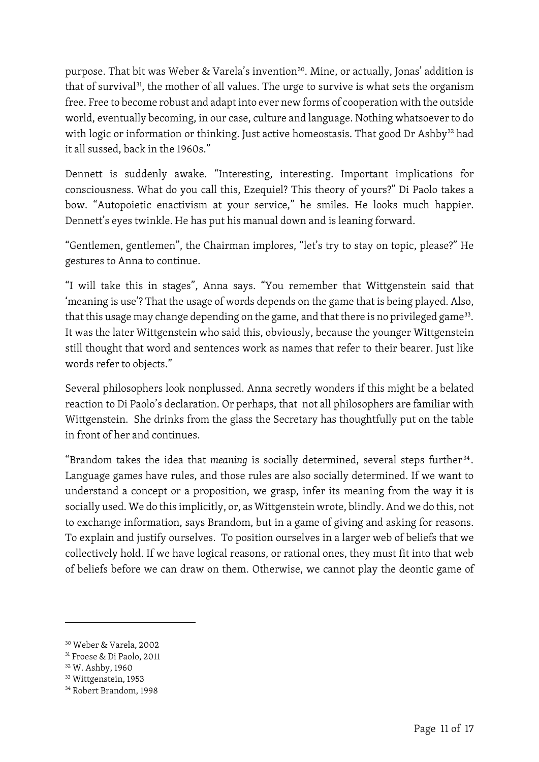purpose. That bit was Weber & Varela's invention[30]. Mine, or actually, Jonas' addition is that of survival[31], the mother of all values. The urge to survive is what sets the organism free. Free to become robust and adapt into ever new forms of cooperation with the outside world, eventually becoming, in our case, culture and language. Nothing whatsoever to do with logic or information or thinking. Just active homeostasis. That good Dr Ashby[32] had it all sussed, back in the 1960s."

Dennett is suddenly awake. "Interesting, interesting. Important implications for consciousness. What do you call this, Ezequiel? This theory of yours?" Di Paolo takes a bow. "Autopoietic enactivism at your service," he smiles. He looks much happier. Dennett's eyes twinkle. He has put his manual down and is leaning forward.

"Gentlemen, gentlemen", the Chairman implores, "let's try to stay on topic, please?" He gestures to Anna to continue.

"I will take this in stages", Anna says. "You remember that Wittgenstein said that 'meaning is use'? That the usage of words depends on the game that is being played. Also, that this usage may change depending on the game, and that there is no privileged game[33]. It was the later Wittgenstein who said this, obviously, because the younger Wittgenstein still thought that word and sentences work as names that refer to their bearer. Just like words refer to objects."

Several philosophers look nonplussed. Anna secretly wonders if this might be a belated reaction to Di Paolo's declaration. Or perhaps, that not all philosophers are familiar with Wittgenstein. She drinks from the glass the Secretary has thoughtfully put on the table in front of her and continues.

"Brandom takes the idea that *meaning* is socially determined, several steps further[34]. Language games have rules, and those rules are also socially determined. If we want to understand a concept or a proposition, we grasp, infer its meaning from the way it is socially used. We do this implicitly, or, as Wittgenstein wrote, blindly. And we do this, not to exchange information, says Brandom, but in a game of giving and asking for reasons. To explain and justify ourselves. To position ourselves in a larger web of beliefs that we collectively hold. If we have logical reasons, or rational ones, they must fit into that web of beliefs before we can draw on them. Otherwise, we cannot play the deontic game of

---

[30] Weber & Varela, 2002

[31] Froese & Di Paolo, 2011

[32] W. Ashby, 1960

[33] Wittgenstein, 1953

[34] Robert Brandom, 1998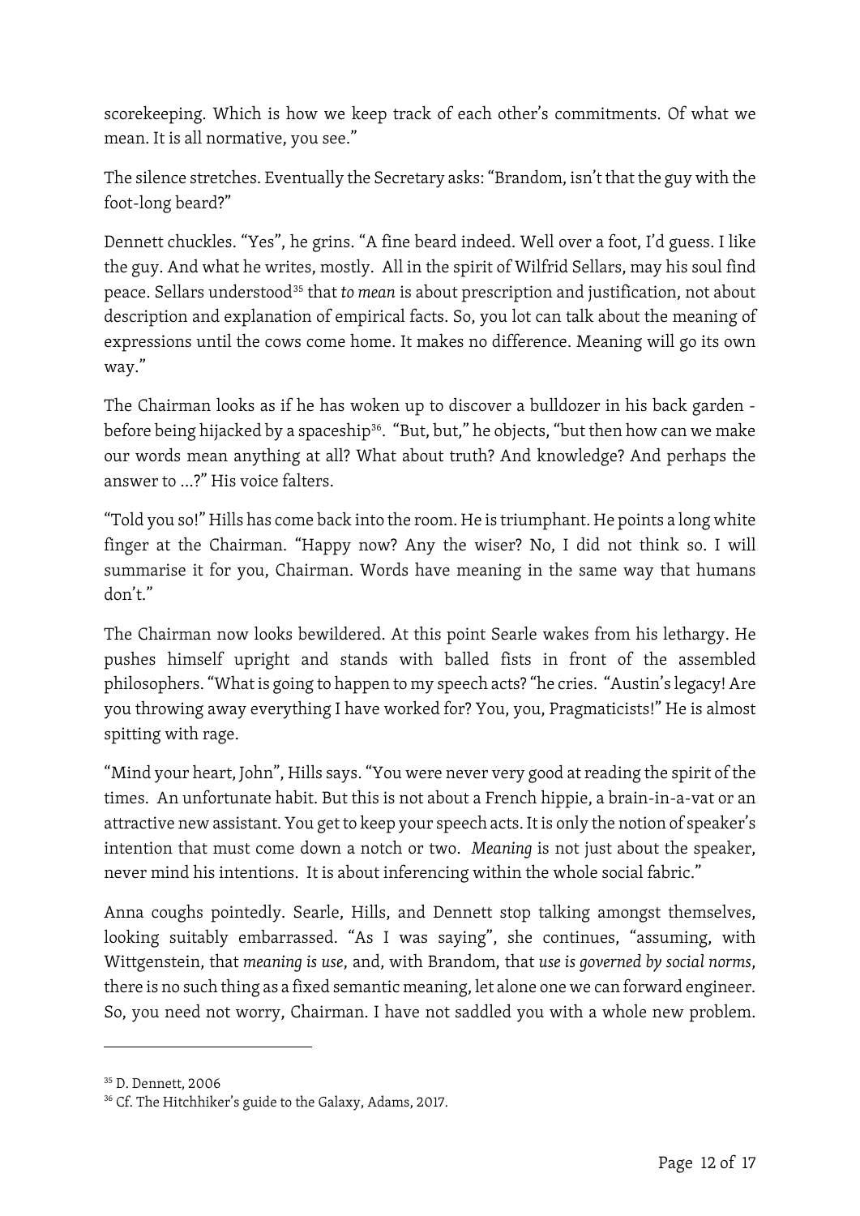scorekeeping. Which is how we keep track of each other's commitments. Of what we mean. It is all normative, you see."

The silence stretches. Eventually the Secretary asks: "Brandom, isn't that the guy with the foot-long beard?"

Dennett chuckles. "Yes", he grins. "A fine beard indeed. Well over a foot, I'd guess. I like the guy. And what he writes, mostly. All in the spirit of Wilfrid Sellars, may his soul find peace. Sellars understood[35] that *to mean* is about prescription and justification, not about description and explanation of empirical facts. So, you lot can talk about the meaning of expressions until the cows come home. It makes no difference. Meaning will go its own way."

The Chairman looks as if he has woken up to discover a bulldozer in his back garden - before being hijacked by a spaceship[36]. "But, but," he objects, "but then how can we make our words mean anything at all? What about truth? And knowledge? And perhaps the answer to ...?" His voice falters.

"Told you so!" Hills has come back into the room. He is triumphant. He points a long white finger at the Chairman. "Happy now? Any the wiser? No, I did not think so. I will summarise it for you, Chairman. Words have meaning in the same way that humans don't."

The Chairman now looks bewildered. At this point Searle wakes from his lethargy. He pushes himself upright and stands with balled fists in front of the assembled philosophers. "What is going to happen to my speech acts? "he cries. "Austin's legacy! Are you throwing away everything I have worked for? You, you, Pragmaticists!" He is almost spitting with rage.

"Mind your heart, John", Hills says. "You were never very good at reading the spirit of the times. An unfortunate habit. But this is not about a French hippie, a brain-in-a-vat or an attractive new assistant. You get to keep your speech acts. It is only the notion of speaker's intention that must come down a notch or two. *Meaning* is not just about the speaker, never mind his intentions. It is about inferencing within the whole social fabric."

Anna coughs pointedly. Searle, Hills, and Dennett stop talking amongst themselves, looking suitably embarrassed. "As I was saying", she continues, "assuming, with Wittgenstein, that *meaning is use*, and, with Brandom, that *use is governed by social norms*, there is no such thing as a fixed semantic meaning, let alone one we can forward engineer. So, you need not worry, Chairman. I have not saddled you with a whole new problem.

[35] D. Dennett, 2006

[36] Cf. The Hitchhiker's guide to the Galaxy, Adams, 2017.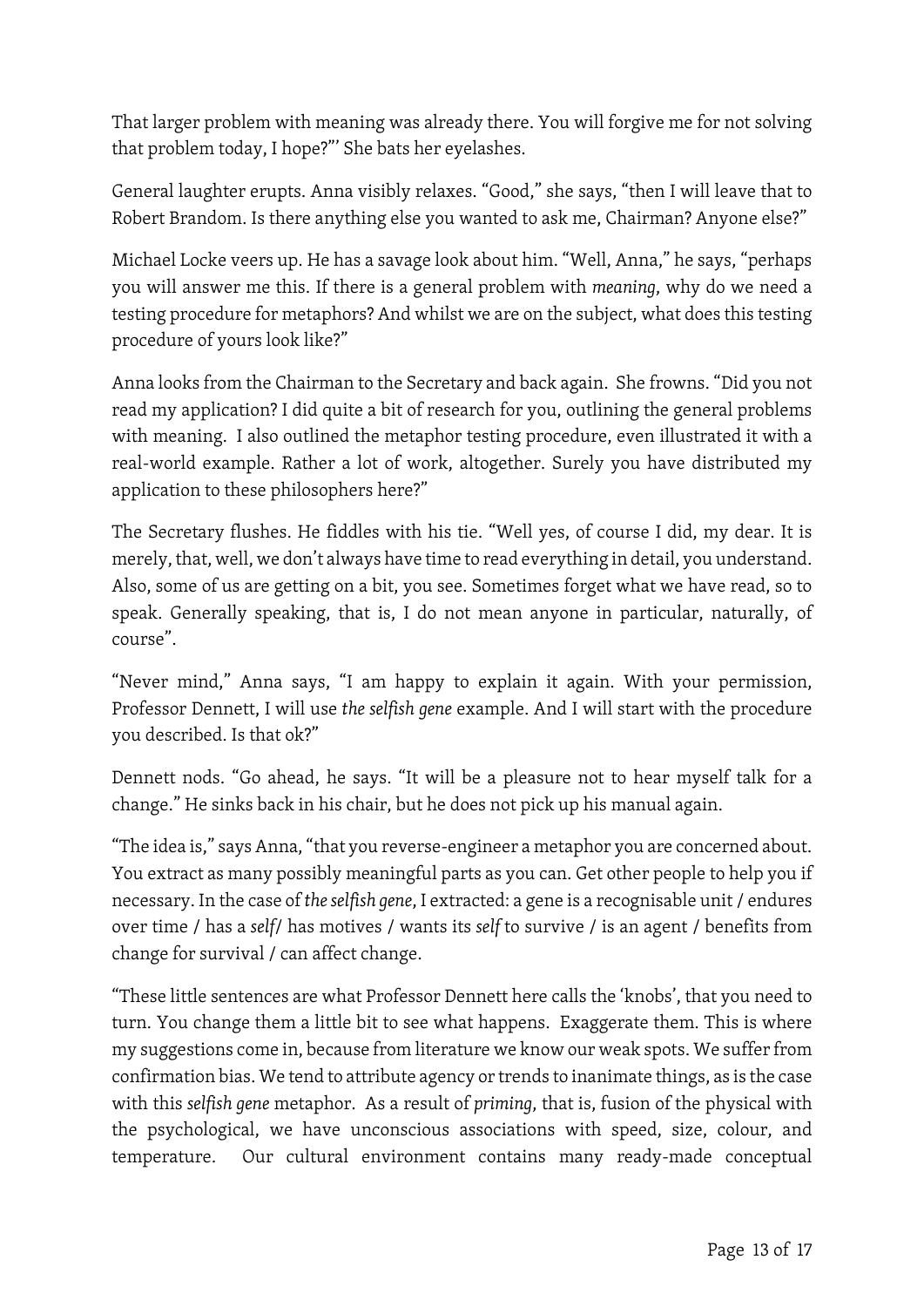That larger problem with meaning was already there. You will forgive me for not solving that problem today, I hope?"' She bats her eyelashes.

General laughter erupts. Anna visibly relaxes. "Good," she says, "then I will leave that to Robert Brandom. Is there anything else you wanted to ask me, Chairman? Anyone else?"

Michael Locke veers up. He has a savage look about him. "Well, Anna," he says, "perhaps you will answer me this. If there is a general problem with *meaning*, why do we need a testing procedure for metaphors? And whilst we are on the subject, what does this testing procedure of yours look like?"

Anna looks from the Chairman to the Secretary and back again. She frowns. "Did you not read my application? I did quite a bit of research for you, outlining the general problems with meaning. I also outlined the metaphor testing procedure, even illustrated it with a real-world example. Rather a lot of work, altogether. Surely you have distributed my application to these philosophers here?"

The Secretary flushes. He fiddles with his tie. "Well yes, of course I did, my dear. It is merely, that, well, we don't always have time to read everything in detail, you understand. Also, some of us are getting on a bit, you see. Sometimes forget what we have read, so to speak. Generally speaking, that is, I do not mean anyone in particular, naturally, of course".

"Never mind," Anna says, "I am happy to explain it again. With your permission, Professor Dennett, I will use *the selfish gene* example. And I will start with the procedure you described. Is that ok?"

Dennett nods. "Go ahead, he says. "It will be a pleasure not to hear myself talk for a change." He sinks back in his chair, but he does not pick up his manual again.

"The idea is," says Anna, "that you reverse-engineer a metaphor you are concerned about. You extract as many possibly meaningful parts as you can. Get other people to help you if necessary. In the case of *the selfish gene*, I extracted: a gene is a recognisable unit / endures over time / has a *self*/ has motives / wants its *self* to survive / is an agent / benefits from change for survival / can affect change.

"These little sentences are what Professor Dennett here calls the 'knobs', that you need to turn. You change them a little bit to see what happens. Exaggerate them. This is where my suggestions come in, because from literature we know our weak spots. We suffer from confirmation bias. We tend to attribute agency or trends to inanimate things, as is the case with this *selfish gene* metaphor. As a result of *priming*, that is, fusion of the physical with the psychological, we have unconscious associations with speed, size, colour, and temperature. Our cultural environment contains many ready-made conceptual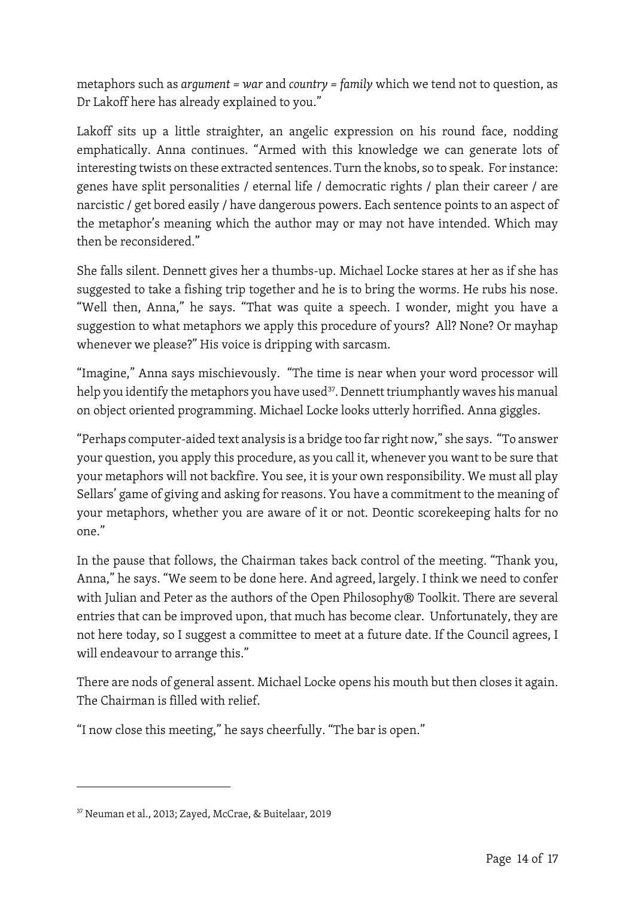metaphors such as *argument = war* and *country = family* which we tend not to question, as Dr Lakoff here has already explained to you."

Lakoff sits up a little straighter, an angelic expression on his round face, nodding emphatically. Anna continues. "Armed with this knowledge we can generate lots of interesting twists on these extracted sentences. Turn the knobs, so to speak. For instance: genes have split personalities / eternal life / democratic rights / plan their career / are narcistic / get bored easily / have dangerous powers. Each sentence points to an aspect of the metaphor's meaning which the author may or may not have intended. Which may then be reconsidered."

She falls silent. Dennett gives her a thumbs-up. Michael Locke stares at her as if she has suggested to take a fishing trip together and he is to bring the worms. He rubs his nose. "Well then, Anna," he says. "That was quite a speech. I wonder, might you have a suggestion to what metaphors we apply this procedure of yours? All? None? Or mayhap whenever we please?" His voice is dripping with sarcasm.

"Imagine," Anna says mischievously. "The time is near when your word processor will help you identify the metaphors you have used[37]. Dennett triumphantly waves his manual on object oriented programming. Michael Locke looks utterly horrified. Anna giggles.

"Perhaps computer-aided text analysis is a bridge too far right now," she says. "To answer your question, you apply this procedure, as you call it, whenever you want to be sure that your metaphors will not backfire. You see, it is your own responsibility. We must all play Sellars' game of giving and asking for reasons. You have a commitment to the meaning of your metaphors, whether you are aware of it or not. Deontic scorekeeping halts for no one."

In the pause that follows, the Chairman takes back control of the meeting. "Thank you, Anna," he says. "We seem to be done here. And agreed, largely. I think we need to confer with Julian and Peter as the authors of the Open Philosophy® Toolkit. There are several entries that can be improved upon, that much has become clear. Unfortunately, they are not here today, so I suggest a committee to meet at a future date. If the Council agrees, I will endeavour to arrange this."

There are nods of general assent. Michael Locke opens his mouth but then closes it again. The Chairman is filled with relief.

"I now close this meeting," he says cheerfully. "The bar is open."

---

[37] Neuman et al., 2013; Zayed, McCrae, & Buitelaar, 2019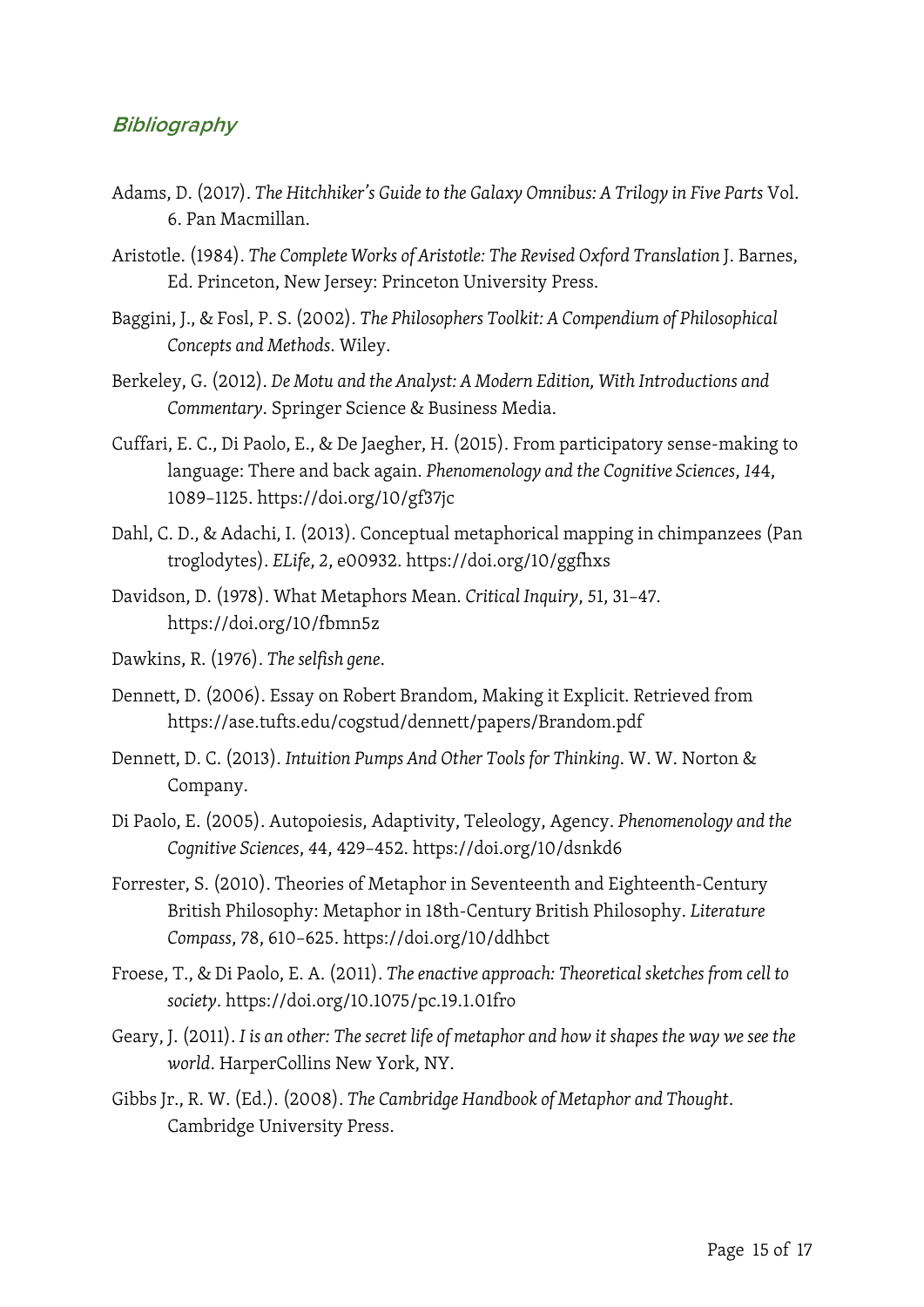## Bibliography

Adams, D. (2017). *The Hitchhiker's Guide to the Galaxy Omnibus: A Trilogy in Five Parts* Vol. 6. Pan Macmillan.

Aristotle. (1984). *The Complete Works of Aristotle: The Revised Oxford Translation* J. Barnes, Ed. Princeton, New Jersey: Princeton University Press.

Baggini, J., & Fosl, P. S. (2002). *The Philosophers Toolkit: A Compendium of Philosophical Concepts and Methods*. Wiley.

Berkeley, G. (2012). *De Motu and the Analyst: A Modern Edition, With Introductions and Commentary*. Springer Science & Business Media.

Cuffari, E. C., Di Paolo, E., & De Jaegher, H. (2015). From participatory sense-making to language: There and back again. *Phenomenology and the Cognitive Sciences*, *14*4, 1089–1125. https://doi.org/10/gf37jc

Dahl, C. D., & Adachi, I. (2013). Conceptual metaphorical mapping in chimpanzees (Pan troglodytes). *ELife*, *2*, e00932. https://doi.org/10/ggfhxs

Davidson, D. (1978). What Metaphors Mean. *Critical Inquiry*, *5*1, 31–47. https://doi.org/10/fbmn5z

Dawkins, R. (1976). *The selfish gene*.

Dennett, D. (2006). Essay on Robert Brandom, Making it Explicit. Retrieved from https://ase.tufts.edu/cogstud/dennett/papers/Brandom.pdf

Dennett, D. C. (2013). *Intuition Pumps And Other Tools for Thinking*. W. W. Norton & Company.

Di Paolo, E. (2005). Autopoiesis, Adaptivity, Teleology, Agency. *Phenomenology and the Cognitive Sciences*, *4*4, 429–452. https://doi.org/10/dsnkd6

Forrester, S. (2010). Theories of Metaphor in Seventeenth and Eighteenth-Century British Philosophy: Metaphor in 18th-Century British Philosophy. *Literature Compass*, *7*8, 610–625. https://doi.org/10/ddhbct

Froese, T., & Di Paolo, E. A. (2011). *The enactive approach: Theoretical sketches from cell to society*. https://doi.org/10.1075/pc.19.1.01fro

Geary, J. (2011). *I is an other: The secret life of metaphor and how it shapes the way we see the world*. HarperCollins New York, NY.

Gibbs Jr., R. W. (Ed.). (2008). *The Cambridge Handbook of Metaphor and Thought*. Cambridge University Press.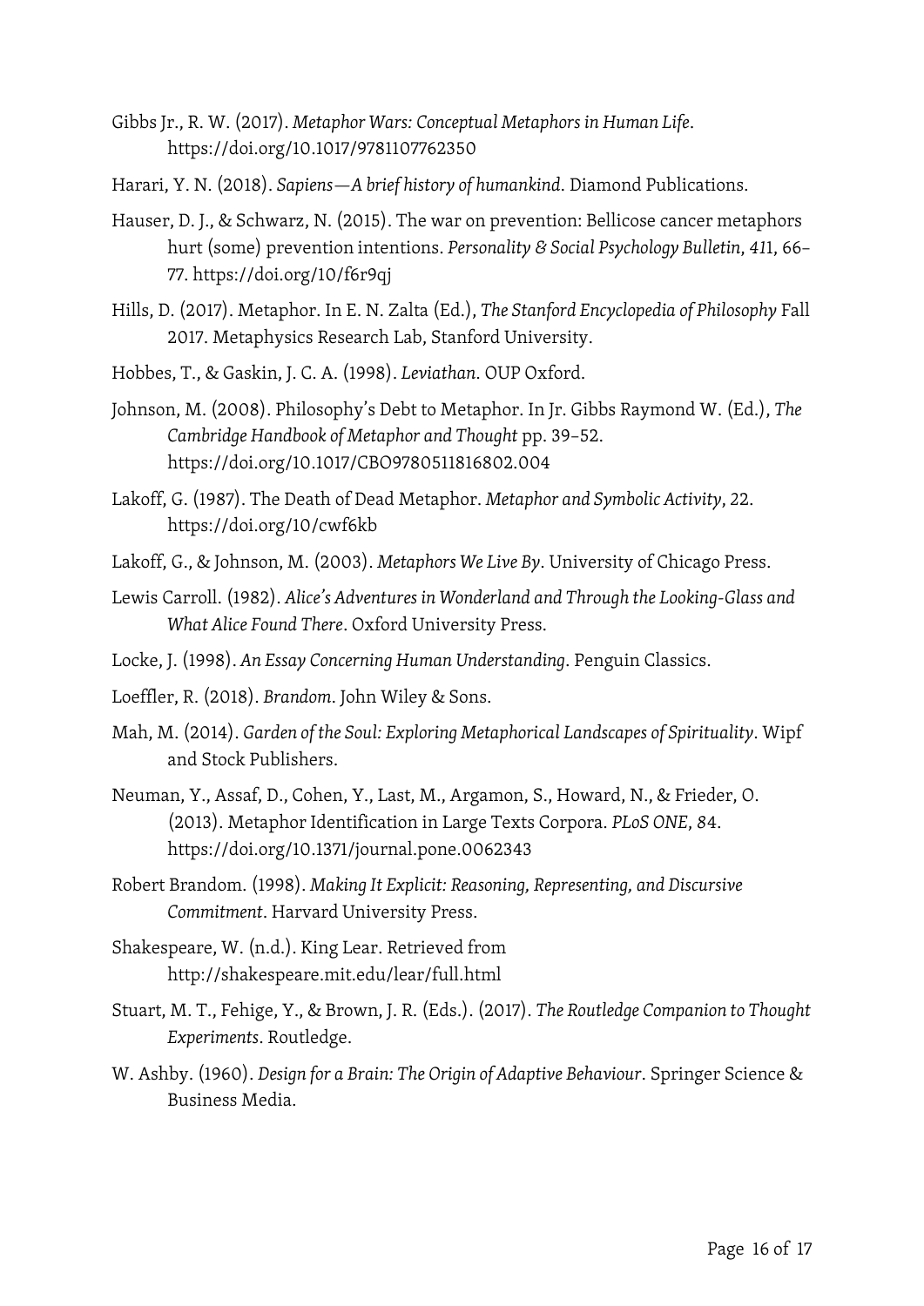Gibbs Jr., R. W. (2017). *Metaphor Wars: Conceptual Metaphors in Human Life*. https://doi.org/10.1017/9781107762350

Harari, Y. N. (2018). *Sapiens—A brief history of humankind*. Diamond Publications.

Hauser, D. J., & Schwarz, N. (2015). The war on prevention: Bellicose cancer metaphors hurt (some) prevention intentions. *Personality & Social Psychology Bulletin*, *411*, 66–77. https://doi.org/10/f6r9qj

Hills, D. (2017). Metaphor. In E. N. Zalta (Ed.), *The Stanford Encyclopedia of Philosophy* Fall 2017. Metaphysics Research Lab, Stanford University.

Hobbes, T., & Gaskin, J. C. A. (1998). *Leviathan*. OUP Oxford.

Johnson, M. (2008). Philosophy's Debt to Metaphor. In Jr. Gibbs Raymond W. (Ed.), *The Cambridge Handbook of Metaphor and Thought* pp. 39–52. https://doi.org/10.1017/CBO9780511816802.004

Lakoff, G. (1987). The Death of Dead Metaphor. *Metaphor and Symbolic Activity*, *22*. https://doi.org/10/cwf6kb

Lakoff, G., & Johnson, M. (2003). *Metaphors We Live By*. University of Chicago Press.

Lewis Carroll. (1982). *Alice's Adventures in Wonderland and Through the Looking-Glass and What Alice Found There*. Oxford University Press.

Locke, J. (1998). *An Essay Concerning Human Understanding*. Penguin Classics.

Loeffler, R. (2018). *Brandom*. John Wiley & Sons.

Mah, M. (2014). *Garden of the Soul: Exploring Metaphorical Landscapes of Spirituality*. Wipf and Stock Publishers.

Neuman, Y., Assaf, D., Cohen, Y., Last, M., Argamon, S., Howard, N., & Frieder, O. (2013). Metaphor Identification in Large Texts Corpora. *PLoS ONE*, *84*. https://doi.org/10.1371/journal.pone.0062343

Robert Brandom. (1998). *Making It Explicit: Reasoning, Representing, and Discursive Commitment*. Harvard University Press.

Shakespeare, W. (n.d.). King Lear. Retrieved from http://shakespeare.mit.edu/lear/full.html

Stuart, M. T., Fehige, Y., & Brown, J. R. (Eds.). (2017). *The Routledge Companion to Thought Experiments*. Routledge.

W. Ashby. (1960). *Design for a Brain: The Origin of Adaptive Behaviour*. Springer Science & Business Media.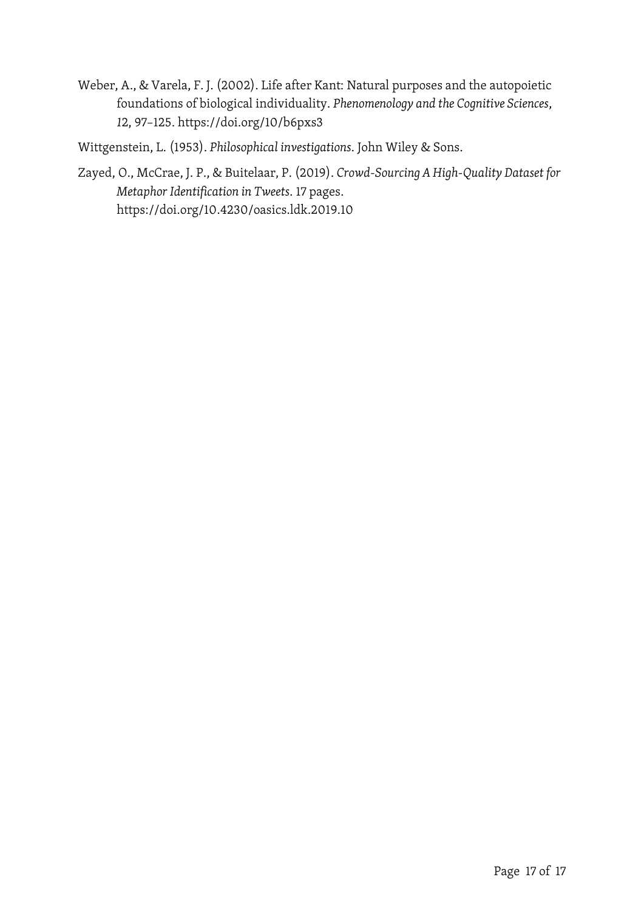Weber, A., & Varela, F. J. (2002). Life after Kant: Natural purposes and the autopoietic foundations of biological individuality. *Phenomenology and the Cognitive Sciences*, *12*, 97–125. https://doi.org/10/b6pxs3

Wittgenstein, L. (1953). *Philosophical investigations*. John Wiley & Sons.

Zayed, O., McCrae, J. P., & Buitelaar, P. (2019). *Crowd-Sourcing A High-Quality Dataset for Metaphor Identification in Tweets*. 17 pages. https://doi.org/10.4230/oasics.ldk.2019.10